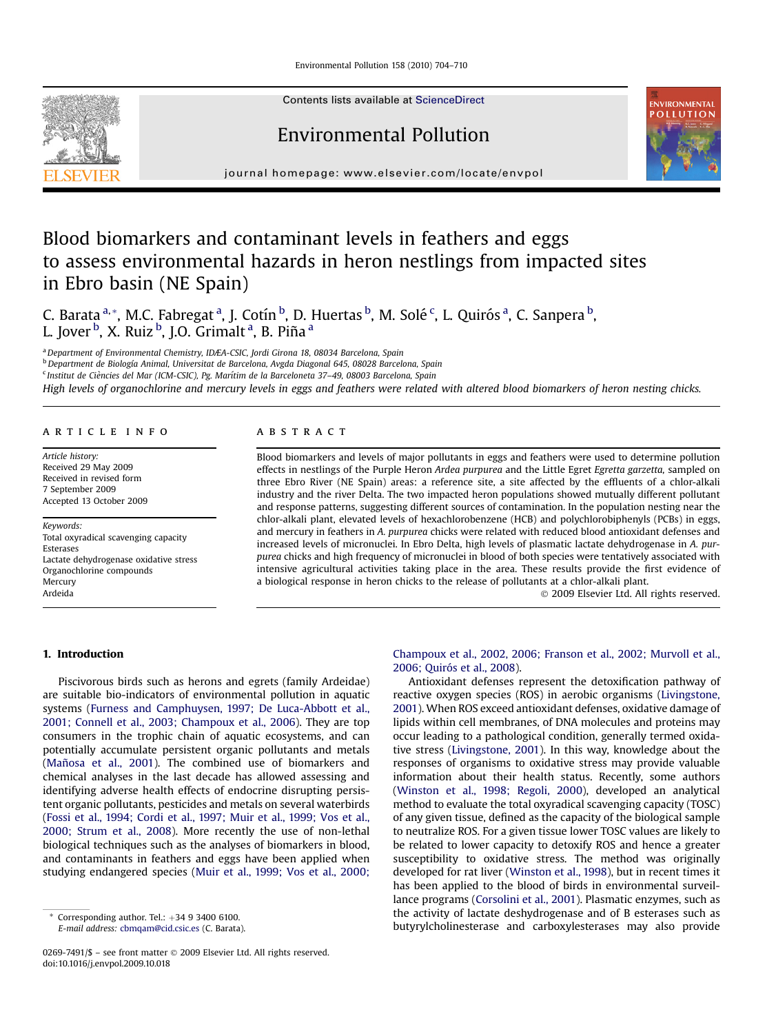# Blood biomarkers and contaminant levels in feathers and eggs to assess environmental hazards in heron nestlings from impacted sites in Ebro basin (NE Spain)

C. Barata [a,*], M.C. Fabregat [a], J. Cotín [b], D. Huertas [b], M. Solé [c], L. Quirós [a], C. Sanpera [b], L. Jover [b], X. Ruiz [b], J.O. Grimalt [a], B. Piña [a]

[a] Department of Environmental Chemistry, IDÆA-CSIC, Jordi Girona 18, 08034 Barcelona, Spain

[b] Department de Biología Animal, Universitat de Barcelona, Avgda Diagonal 645, 08028 Barcelona, Spain

[c] Institut de Ciències del Mar (ICM-CSIC), Pg. Marítim de la Barceloneta 37–49, 08003 Barcelona, Spain

*High levels of organochlorine and mercury levels in eggs and feathers were related with altered blood biomarkers of heron nesting chicks.*

## ARTICLE INFO

*Article history:*
Received 29 May 2009
Received in revised form
7 September 2009
Accepted 13 October 2009

*Keywords:*
Total oxyradical scavenging capacity
Esterases
Lactate dehydrogenase oxidative stress
Organochlorine compounds
Mercury
Ardeida

## ABSTRACT

Blood biomarkers and levels of major pollutants in eggs and feathers were used to determine pollution effects in nestlings of the Purple Heron *Ardea purpurea* and the Little Egret *Egretta garzetta,* sampled on three Ebro River (NE Spain) areas: a reference site, a site affected by the effluents of a chlor-alkali industry and the river Delta. The two impacted heron populations showed mutually different pollutant and response patterns, suggesting different sources of contamination. In the population nesting near the chlor-alkali plant, elevated levels of hexachlorobenzene (HCB) and polychlorobiphenyls (PCBs) in eggs, and mercury in feathers in *A. purpurea* chicks were related with reduced blood antioxidant defenses and increased levels of micronuclei. In Ebro Delta, high levels of plasmatic lactate dehydrogenase in *A. purpurea* chicks and high frequency of micronuclei in blood of both species were tentatively associated with intensive agricultural activities taking place in the area. These results provide the first evidence of a biological response in heron chicks to the release of pollutants at a chlor-alkali plant.

© 2009 Elsevier Ltd. All rights reserved.

## 1. Introduction

Piscivorous birds such as herons and egrets (family Ardeidae) are suitable bio-indicators of environmental pollution in aquatic systems (Furness and Camphuysen, 1997; De Luca-Abbott et al., 2001; Connell et al., 2003; Champoux et al., 2006). They are top consumers in the trophic chain of aquatic ecosystems, and can potentially accumulate persistent organic pollutants and metals (Mañosa et al., 2001). The combined use of biomarkers and chemical analyses in the last decade has allowed assessing and identifying adverse health effects of endocrine disrupting persistent organic pollutants, pesticides and metals on several waterbirds (Fossi et al., 1994; Cordi et al., 1997; Muir et al., 1999; Vos et al., 2000; Strum et al., 2008). More recently the use of non-lethal biological techniques such as the analyses of biomarkers in blood, and contaminants in feathers and eggs have been applied when studying endangered species (Muir et al., 1999; Vos et al., 2000; Champoux et al., 2002, 2006; Franson et al., 2002; Murvoll et al., 2006; Quirós et al., 2008).

Antioxidant defenses represent the detoxification pathway of reactive oxygen species (ROS) in aerobic organisms (Livingstone, 2001). When ROS exceed antioxidant defenses, oxidative damage of lipids within cell membranes, of DNA molecules and proteins may occur leading to a pathological condition, generally termed oxidative stress (Livingstone, 2001). In this way, knowledge about the responses of organisms to oxidative stress may provide valuable information about their health status. Recently, some authors (Winston et al., 1998; Regoli, 2000), developed an analytical method to evaluate the total oxyradical scavenging capacity (TOSC) of any given tissue, defined as the capacity of the biological sample to neutralize ROS. For a given tissue lower TOSC values are likely to be related to lower capacity to detoxify ROS and hence a greater susceptibility to oxidative stress. The method was originally developed for rat liver (Winston et al., 1998), but in recent times it has been applied to the blood of birds in environmental surveillance programs (Corsolini et al., 2001). Plasmatic enzymes, such as the activity of lactate deshydrogenase and of B esterases such as butyrylcholinesterase and carboxylesterases may also provide

* Corresponding author. Tel.: +34 9 3400 6100.
E-mail address: cbmqam@cid.csic.es (C. Barata).

0269-7491/$ – see front matter © 2009 Elsevier Ltd. All rights reserved.
doi:10.1016/j.envpol.2009.10.018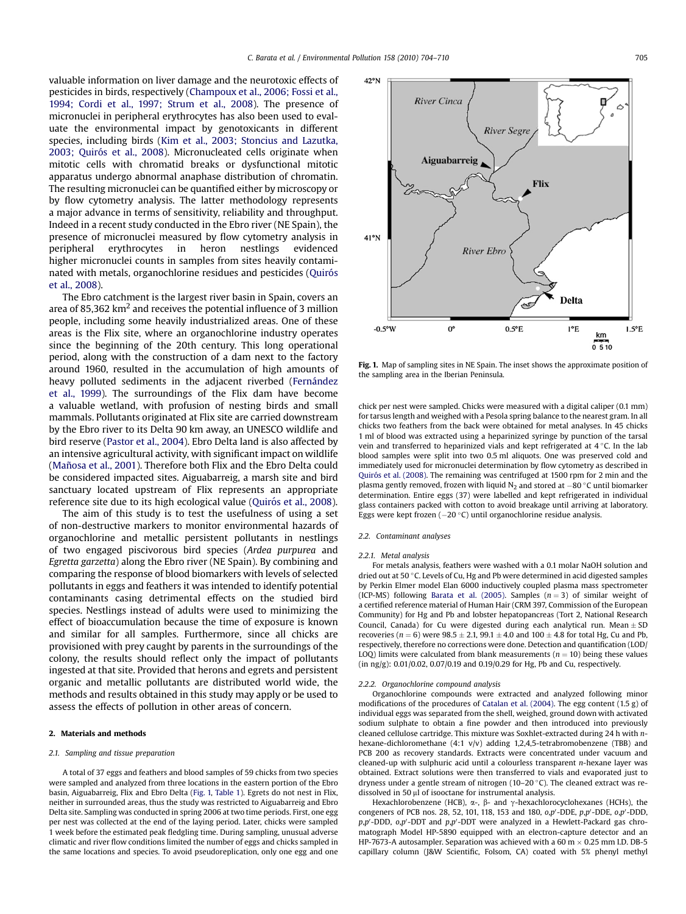valuable information on liver damage and the neurotoxic effects of pesticides in birds, respectively (Champoux et al., 2006; Fossi et al., 1994; Cordi et al., 1997; Strum et al., 2008). The presence of micronuclei in peripheral erythrocytes has also been used to evaluate the environmental impact by genotoxicants in different species, including birds (Kim et al., 2003; Stoncius and Lazutka, 2003; Quirós et al., 2008). Micronucleated cells originate when mitotic cells with chromatid breaks or dysfunctional mitotic apparatus undergo abnormal anaphase distribution of chromatin. The resulting micronuclei can be quantified either by microscopy or by flow cytometry analysis. The latter methodology represents a major advance in terms of sensitivity, reliability and throughput. Indeed in a recent study conducted in the Ebro river (NE Spain), the presence of micronuclei measured by flow cytometry analysis in peripheral erythrocytes in heron nestlings evidenced higher micronuclei counts in samples from sites heavily contaminated with metals, organochlorine residues and pesticides (Quirós et al., 2008).

The Ebro catchment is the largest river basin in Spain, covers an area of 85,362 km$^2$ and receives the potential influence of 3 million people, including some heavily industrialized areas. One of these areas is the Flix site, where an organochlorine industry operates since the beginning of the 20th century. This long operational period, along with the construction of a dam next to the factory around 1960, resulted in the accumulation of high amounts of heavy polluted sediments in the adjacent riverbed (Fernández et al., 1999). The surroundings of the Flix dam have become a valuable wetland, with profusion of nesting birds and small mammals. Pollutants originated at Flix site are carried downstream by the Ebro river to its Delta 90 km away, an UNESCO wildlife and bird reserve (Pastor et al., 2004). Ebro Delta land is also affected by an intensive agricultural activity, with significant impact on wildlife (Mañosa et al., 2001). Therefore both Flix and the Ebro Delta could be considered impacted sites. Aiguabarreig, a marsh site and bird sanctuary located upstream of Flix represents an appropriate reference site due to its high ecological value (Quirós et al., 2008).

The aim of this study is to test the usefulness of using a set of non-destructive markers to monitor environmental hazards of organochlorine and metallic persistent pollutants in nestlings of two engaged piscivorous bird species (*Ardea purpurea* and *Egretta garzetta*) along the Ebro river (NE Spain). By combining and comparing the response of blood biomarkers with levels of selected pollutants in eggs and feathers it was intended to identify potential contaminants casing detrimental effects on the studied bird species. Nestlings instead of adults were used to minimizing the effect of bioaccumulation because the time of exposure is known and similar for all samples. Furthermore, since all chicks are provisioned with prey caught by parents in the surroundings of the colony, the results should reflect only the impact of pollutants ingested at that site. Provided that herons and egrets and persistent organic and metallic pollutants are distributed world wide, the methods and results obtained in this study may apply or be used to assess the effects of pollution in other areas of concern.

## 2. Materials and methods

### 2.1. Sampling and tissue preparation

A total of 37 eggs and feathers and blood samples of 59 chicks from two species were sampled and analyzed from three locations in the eastern portion of the Ebro basin, Aiguabarreig, Flix and Ebro Delta (Fig. 1, Table 1). Egrets do not nest in Flix, neither in surrounded areas, thus the study was restricted to Aiguabarreig and Ebro Delta site. Sampling was conducted in spring 2006 at two time periods. First, one egg per nest was collected at the end of the laying period. Later, chicks were sampled 1 week before the estimated peak fledgling time. During sampling, unusual adverse climatic and river flow conditions limited the number of eggs and chicks sampled in the same locations and species. To avoid pseudoreplication, only one egg and one chick per nest were sampled. Chicks were measured with a digital caliper (0.1 mm) for tarsus length and weighed with a Pesola spring balance to the nearest gram. In all chicks two feathers from the back were obtained for metal analyses. In 45 chicks 1 ml of blood was extracted using a heparinized syringe by punction of the tarsal vein and transferred to heparinized vials and kept refrigerated at 4 °C. In the lab blood samples were split into two 0.5 ml aliquots. One was preserved cold and immediately used for micronuclei determination by flow cytometry as described in Quirós et al. (2008). The remaining was centrifuged at 1500 rpm for 2 min and the plasma gently removed, frozen with liquid $N_2$ and stored at −80 °C until biomarker determination. Entire eggs (37) were labelled and kept refrigerated in individual glass containers packed with cotton to avoid breakage until arriving at laboratory. Eggs were kept frozen (−20 °C) until organochlorine residue analysis.

**Fig. 1.** Map of sampling sites in NE Spain. The inset shows the approximate position of the sampling area in the Iberian Peninsula.

### 2.2. Contaminant analyses

#### 2.2.1. Metal analysis

For metals analysis, feathers were washed with a 0.1 molar NaOH solution and dried out at 50 °C. Levels of Cu, Hg and Pb were determined in acid digested samples by Perkin Elmer model Elan 6000 inductively coupled plasma mass spectrometer (ICP-MS) following Barata et al. (2005). Samples ($n = 3$) of similar weight of a certified reference material of Human Hair (CRM 397, Commission of the European Community) for Hg and Pb and lobster hepatopancreas (Tort 2, National Research Council, Canada) for Cu were digested during each analytical run. Mean ± SD recoveries ($n = 6$) were 98.5 ± 2.1, 99.1 ± 4.0 and 100 ± 4.8 for total Hg, Cu and Pb, respectively, therefore no corrections were done. Detection and quantification (LOD/LOQ) limits were calculated from blank measurements ($n = 10$) being these values (in ng/g): 0.01/0.02, 0.07/0.19 and 0.19/0.29 for Hg, Pb and Cu, respectively.

#### 2.2.2. Organochlorine compound analysis

Organochlorine compounds were extracted and analyzed following minor modifications of the procedures of Catalan et al. (2004). The egg content (1.5 g) of individual eggs was separated from the shell, weighed, ground down with activated sodium sulphate to obtain a fine powder and then introduced into previously cleaned cellulose cartridge. This mixture was Soxhlet-extracted during 24 h with *n*-hexane-dichloromethane (4:1 v/v) adding 1,2,4,5-tetrabromobenzene (TBB) and PCB 200 as recovery standards. Extracts were concentrated under vacuum and cleaned-up with sulphuric acid until a colourless transparent *n*-hexane layer was obtained. Extract solutions were then transferred to vials and evaporated just to dryness under a gentle stream of nitrogen (10–20 °C). The cleaned extract was re-dissolved in 50 μl of isooctane for instrumental analysis.

Hexachlorobenzene (HCB), α-, β- and γ-hexachlorocyclohexanes (HCHs), the congeners of PCB nos. 28, 52, 101, 118, 153 and 180, *o,p*′-DDE, *p,p*′-DDE, *o,p*′-DDD, *p,p*′-DDD, *o,p*′-DDT and *p,p*′-DDT were analyzed in a Hewlett-Packard gas chromatograph Model HP-5890 equipped with an electron-capture detector and an HP-7673-A autosampler. Separation was achieved with a 60 m × 0.25 mm I.D. DB-5 capillary column (J&W Scientific, Folsom, CA) coated with 5% phenyl methyl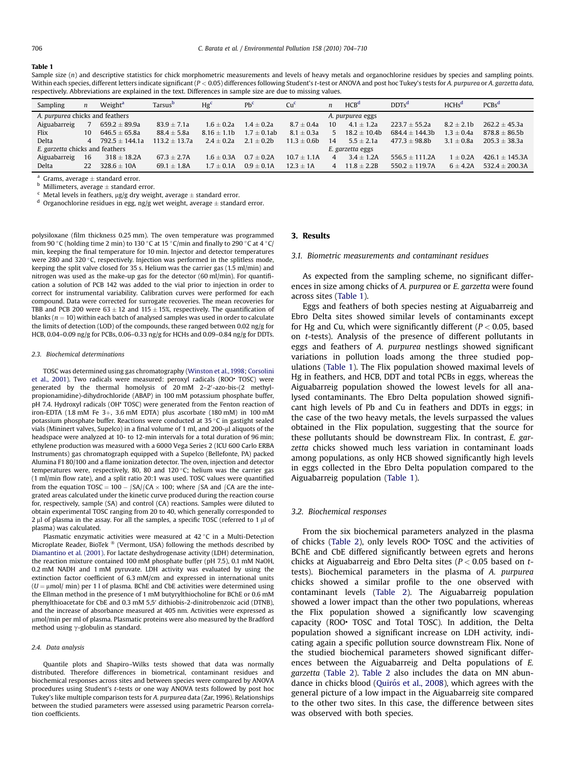**Table 1**

Sample size (n) and descriptive statistics for chick morphometric measurements and levels of heavy metals and organochlorine residues by species and sampling points. Within each species, different letters indicate significant ($P < 0.05$) differences following Student's t-test or ANOVA and post hoc Tukey's tests for *A. purpurea* or *A. garzetta data*, respectively. Abbreviations are explained in the text. Differences in sample size are due to missing values.

| Sampling | n | Weight[a] | Tarsus[b] | Hg[c] | Pb[c] | Cu[c] | n | HCB[d] | DDTs[d] | HCHs[d] | PCBs[d] |
|---|---|---|---|---|---|---|---|---|---|---|---|
| *A. purpurea* chicks and feathers | | | | | | | *A. purpurea* eggs | | | | |
| Aiguabarreig | 7 | 659.2 ± 89.9a | 83.9 ± 7.1a | 1.6 ± 0.2a | 1.4 ± 0.2a | 8.7 ± 0.4a | 10 | 4.1 ± 1.2a | 223.7 ± 55.2a | 8.2 ± 2.1b | 262.2 ± 45.3a |
| Flix | 10 | 646.5 ± 65.8a | 88.4 ± 5.8a | 8.16 ± 1.1b | 1.7 ± 0.1ab | 8.1 ± 0.3a | 5 | 18.2 ± 10.4b | 684.4 ± 144.3b | 1.3 ± 0.4a | 878.8 ± 86.5b |
| Delta | 4 | 792.5 ± 144.1a | 113.2 ± 13.7a | 2.4 ± 0.2a | 2.1 ± 0.2b | 11.3 ± 0.6b | 14 | 5.5 ± 2.1a | 477.3 ± 98.8b | 3.1 ± 0.8a | 205.3 ± 38.3a |
| *E. garzetta* chicks and feathers | | | | | | | *E. garzetta* eggs | | | | |
| Aiguabarreig | 16 | 318 ± 18.2A | 67.3 ± 2.7A | 1.6 ± 0.3A | 0.7 ± 0.2A | 10.7 ± 1.1A | 4 | 3.4 ± 1.2A | 556.5 ± 111.2A | 1 ± 0.2A | 426.1 ± 145.3A |
| Delta | 22 | 328.6 ± 10A | 69.1 ± 1.8A | 1.7 ± 0.1A | 0.9 ± 0.1A | 12.3 ± 1A | 4 | 11.8 ± 2.2B | 550.2 ± 119.7A | 6 ± 4.2A | 532.4 ± 200.3A |

[a] Grams, average ± standard error.
[b] Millimeters, average ± standard error.
[c] Metal levels in feathers, μg/g dry weight, average ± standard error.
[d] Organochlorine residues in egg, ng/g wet weight, average ± standard error.

polysiloxane (film thickness 0.25 mm). The oven temperature was programmed from 90 °C (holding time 2 min) to 130 °C at 15 °C/min and finally to 290 °C at 4 °C/min, keeping the final temperature for 10 min. Injector and detector temperatures were 280 and 320 °C, respectively. Injection was performed in the splitless mode, keeping the split valve closed for 35 s. Helium was the carrier gas (1.5 ml/min) and nitrogen was used as the make-up gas for the detector (60 ml/min). For quantification a solution of PCB 142 was added to the vial prior to injection in order to correct for instrumental variability. Calibration curves were performed for each compound. Data were corrected for surrogate recoveries. The mean recoveries for TBB and PCB 200 were 63 ± 12 and 115 ± 15%, respectively. The quantification of blanks ($n = 10$) within each batch of analysed samples was used in order to calculate the limits of detection (LOD) of the compounds, these ranged between 0.02 ng/g for HCB, 0.04–0.09 ng/g for PCBs, 0.06–0.33 ng/g for HCHs and 0.09–0.84 ng/g for DDTs.

### 2.3. Biochemical determinations

TOSC was determined using gas chromatography (Winston et al., 1998; Corsolini et al., 2001). Two radicals were measured: peroxyl radicals (ROO• TOSC) were generated by the thermal homolysis of 20 mM 2–2′-azo-bis-(2 methyl-propionamidine)-dihydrochloride (ABAP) in 100 mM potassium phosphate buffer, pH 7.4. Hydroxyl radicals (OH• TOSC) were generated from the Fenton reaction of iron-EDTA (1.8 mM Fe 3+, 3.6 mM EDTA) plus ascorbate (180 mM) in 100 mM potassium phosphate buffer. Reactions were conducted at 35 °C in gastight sealed vials (Mininert valves, Supelco) in a final volume of 1 ml, and 200-μl aliquots of the headspace were analyzed at 10- to 12-min intervals for a total duration of 96 min; ethylene production was measured with a 6000 Vega Series 2 (ICU 600 Carlo ERBA Instruments) gas chromatograph equipped with a Supelco (Bellefonte, PA) packed Alumina F1 80/100 and a flame ionization detector. The oven, injection and detector temperatures were, respectively, 80, 80 and 120 °C; helium was the carrier gas (1 ml/min flow rate), and a split ratio 20:1 was used. TOSC values were quantified from the equation $TOSC = 100 - \int SA/\int CA \times 100$; where $\int SA$ and $\int CA$ are the integrated areas calculated under the kinetic curve produced during the reaction course for, respectively, sample (SA) and control (CA) reactions. Samples were diluted to obtain experimental TOSC ranging from 20 to 40, which generally corresponded to 2 μl of plasma in the assay. For all the samples, a specific TOSC (referred to 1 μl of plasma) was calculated.

Plasmatic enzymatic activities were measured at 42 °C in a Multi-Detection Microplate Reader, BioTek ® (Vermont, USA) following the methods described by Diamantino et al. (2001). For lactate deshydrogenase activity (LDH) determination, the reaction mixture contained 100 mM phosphate buffer (pH 7.5), 0.1 mM NaOH, 0.2 mM NADH and 1 mM pyruvate. LDH activity was evaluated by using the extinction factor coefficient of 6.3 mM/cm and expressed in international units ($U$ = μmol/ min) per 1 l of plasma. BChE and CbE activities were determined using the Ellman method in the presence of 1 mM butyrylthiocholine for BChE or 0.6 mM phenylthiocetate for CbE and 0.3 mM 5,5′ dithiobis-2-dinitrobenzoic acid (DTNB), and the increase of absorbance measured at 405 nm. Activities were expressed as μmol/min per ml of plasma. Plasmatic proteins were also measured by the Bradford method using γ-globulin as standard.

### 2.4. Data analysis

Quantile plots and Shapiro–Wilks tests showed that data was normally distributed. Therefore differences in biometrical, contaminant residues and biochemical responses across sites and between species were compared by ANOVA procedures using Student's t-tests or one way ANOVA tests followed by post hoc Tukey's like multiple comparison tests for *A. purpurea* data (Zar, 1996). Relationships between the studied parameters were assessed using parametric Pearson correlation coefficients.

## 3. Results

### 3.1. Biometric measurements and contaminant residues

As expected from the sampling scheme, no significant differences in size among chicks of *A. purpurea* or *E. garzetta* were found across sites (Table 1).

Eggs and feathers of both species nesting at Aiguabarreig and Ebro Delta sites showed similar levels of contaminants except for Hg and Cu, which were significantly different ($P < 0.05$, based on t-tests). Analysis of the presence of different pollutants in eggs and feathers of *A. purpurea* nestlings showed significant variations in pollution loads among the three studied populations (Table 1). The Flix population showed maximal levels of Hg in feathers, and HCB, DDT and total PCBs in eggs, whereas the Aiguabarreig population showed the lowest levels for all analysed contaminants. The Ebro Delta population showed significant high levels of Pb and Cu in feathers and DDTs in eggs; in the case of the two heavy metals, the levels surpassed the values obtained in the Flix population, suggesting that the source for these pollutants should be downstream Flix. In contrast, *E. garzetta* chicks showed much less variation in contaminant loads among populations, as only HCB showed significantly high levels in eggs collected in the Ebro Delta population compared to the Aiguabarreig population (Table 1).

### 3.2. Biochemical responses

From the six biochemical parameters analyzed in the plasma of chicks (Table 2), only levels ROO• TOSC and the activities of BChE and CbE differed significantly between egrets and herons chicks at Aiguabarreig and Ebro Delta sites ($P < 0.05$ based on t-tests). Biochemical parameters in the plasma of *A. purpurea* chicks showed a similar profile to the one observed with contaminant levels (Table 2). The Aiguabarreig population showed a lower impact than the other two populations, whereas the Flix population showed a significantly low scavenging capacity (ROO• TOSC and Total TOSC). In addition, the Delta population showed a significant increase on LDH activity, indicating again a specific pollution source downstream Flix. None of the studied biochemical parameters showed significant differences between the Aiguabarreig and Delta populations of *E. garzetta* (Table 2). Table 2 also includes the data on MN abundance in chicks blood (Quirós et al., 2008), which agrees with the general picture of a low impact in the Aiguabarreig site compared to the other two sites. In this case, the difference between sites was observed with both species.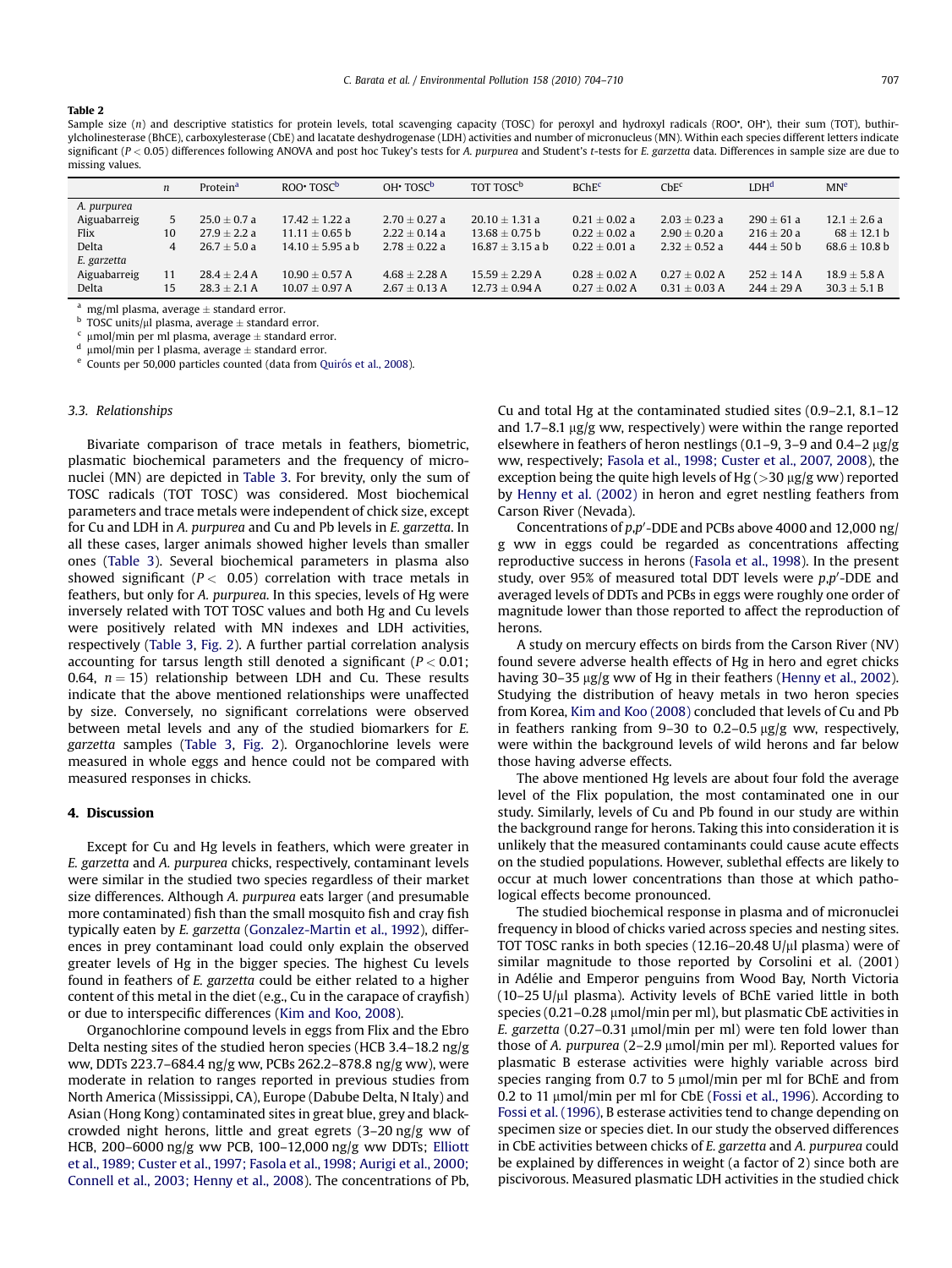**Table 2**

Sample size ($n$) and descriptive statistics for protein levels, total scavenging capacity (TOSC) for peroxyl and hydroxyl radicals (ROO•, OH•), their sum (TOT), buthirylcholinesterase (BhCE), carboxylesterase (CbE) and lacatate deshydrogenase (LDH) activities and number of micronucleus (MN). Within each species different letters indicate significant ($P < 0.05$) differences following ANOVA and post hoc Tukey's tests for *A. purpurea* and Student's *t*-tests for *E. garzetta* data. Differences in sample size are due to missing values.

| | $n$ | Protein[a] | ROO• TOSC[b] | OH• TOSC[b] | TOT TOSC[b] | BChE[c] | CbE[c] | LDH[d] | MN[e] |
|---|---|---|---|---|---|---|---|---|---|
| *A. purpurea* | | | | | | | | | |
| Aiguabarreig | 5 | 25.0 ± 0.7 a | 17.42 ± 1.22 a | 2.70 ± 0.27 a | 20.10 ± 1.31 a | 0.21 ± 0.02 a | 2.03 ± 0.23 a | 290 ± 61 a | 12.1 ± 2.6 a |
| Flix | 10 | 27.9 ± 2.2 a | 11.11 ± 0.65 b | 2.22 ± 0.14 a | 13.68 ± 0.75 b | 0.22 ± 0.02 a | 2.90 ± 0.20 a | 216 ± 20 a | 68 ± 12.1 b |
| Delta | 4 | 26.7 ± 5.0 a | 14.10 ± 5.95 a b | 2.78 ± 0.22 a | 16.87 ± 3.15 a b | 0.22 ± 0.01 a | 2.32 ± 0.52 a | 444 ± 50 b | 68.6 ± 10.8 b |
| *E. garzetta* | | | | | | | | | |
| Aiguabarreig | 11 | 28.4 ± 2.4 A | 10.90 ± 0.57 A | 4.68 ± 2.28 A | 15.59 ± 2.29 A | 0.28 ± 0.02 A | 0.27 ± 0.02 A | 252 ± 14 A | 18.9 ± 5.8 A |
| Delta | 15 | 28.3 ± 2.1 A | 10.07 ± 0.97 A | 2.67 ± 0.13 A | 12.73 ± 0.94 A | 0.27 ± 0.02 A | 0.31 ± 0.03 A | 244 ± 29 A | 30.3 ± 5.1 B |

[a] mg/ml plasma, average ± standard error.
[b] TOSC units/μl plasma, average ± standard error.
[c] μmol/min per ml plasma, average ± standard error.
[d] μmol/min per l plasma, average ± standard error.
[e] Counts per 50,000 particles counted (data from Quirós et al., 2008).

### 3.3. Relationships

Bivariate comparison of trace metals in feathers, biometric, plasmatic biochemical parameters and the frequency of micronuclei (MN) are depicted in Table 3. For brevity, only the sum of TOSC radicals (TOT TOSC) was considered. Most biochemical parameters and trace metals were independent of chick size, except for Cu and LDH in *A. purpurea* and Cu and Pb levels in *E. garzetta*. In all these cases, larger animals showed higher levels than smaller ones (Table 3). Several biochemical parameters in plasma also showed significant ($P < 0.05$) correlation with trace metals in feathers, but only for *A. purpurea*. In this species, levels of Hg were inversely related with TOT TOSC values and both Hg and Cu levels were positively related with MN indexes and LDH activities, respectively (Table 3, Fig. 2). A further partial correlation analysis accounting for tarsus length still denoted a significant ($P < 0.01$; 0.64, $n = 15$) relationship between LDH and Cu. These results indicate that the above mentioned relationships were unaffected by size. Conversely, no significant correlations were observed between metal levels and any of the studied biomarkers for *E. garzetta* samples (Table 3, Fig. 2). Organochlorine levels were measured in whole eggs and hence could not be compared with measured responses in chicks.

## 4. Discussion

Except for Cu and Hg levels in feathers, which were greater in *E. garzetta* and *A. purpurea* chicks, respectively, contaminant levels were similar in the studied two species regardless of their market size differences. Although *A. purpurea* eats larger (and presumable more contaminated) fish than the small mosquito fish and cray fish typically eaten by *E. garzetta* (Gonzalez-Martin et al., 1992), differences in prey contaminant load could only explain the observed greater levels of Hg in the bigger species. The highest Cu levels found in feathers of *E. garzetta* could be either related to a higher content of this metal in the diet (e.g., Cu in the carapace of crayfish) or due to interspecific differences (Kim and Koo, 2008).

Organochlorine compound levels in eggs from Flix and the Ebro Delta nesting sites of the studied heron species (HCB 3.4–18.2 ng/g ww, DDTs 223.7–684.4 ng/g ww, PCBs 262.2–878.8 ng/g ww), were moderate in relation to ranges reported in previous studies from North America (Mississippi, CA), Europe (Dabube Delta, N Italy) and Asian (Hong Kong) contaminated sites in great blue, grey and black-crowded night herons, little and great egrets (3–20 ng/g ww of HCB, 200–6000 ng/g ww PCB, 100–12,000 ng/g ww DDTs; Elliott et al., 1989; Custer et al., 1997; Fasola et al., 1998; Aurigi et al., 2000; Connell et al., 2003; Henny et al., 2008). The concentrations of Pb, Cu and total Hg at the contaminated studied sites (0.9–2.1, 8.1–12 and 1.7–8.1 μg/g ww, respectively) were within the range reported elsewhere in feathers of heron nestlings (0.1–9, 3–9 and 0.4–2 μg/g ww, respectively; Fasola et al., 1998; Custer et al., 2007, 2008), the exception being the quite high levels of Hg (>30 μg/g ww) reported by Henny et al. (2002) in heron and egret nestling feathers from Carson River (Nevada).

Concentrations of *p,p'*-DDE and PCBs above 4000 and 12,000 ng/g ww in eggs could be regarded as concentrations affecting reproductive success in herons (Fasola et al., 1998). In the present study, over 95% of measured total DDT levels were *p,p'*-DDE and averaged levels of DDTs and PCBs in eggs were roughly one order of magnitude lower than those reported to affect the reproduction of herons.

A study on mercury effects on birds from the Carson River (NV) found severe adverse health effects of Hg in hero and egret chicks having 30–35 μg/g ww of Hg in their feathers (Henny et al., 2002). Studying the distribution of heavy metals in two heron species from Korea, Kim and Koo (2008) concluded that levels of Cu and Pb in feathers ranking from 9–30 to 0.2–0.5 μg/g ww, respectively, were within the background levels of wild herons and far below those having adverse effects.

The above mentioned Hg levels are about four fold the average level of the Flix population, the most contaminated one in our study. Similarly, levels of Cu and Pb found in our study are within the background range for herons. Taking this into consideration it is unlikely that the measured contaminants could cause acute effects on the studied populations. However, sublethal effects are likely to occur at much lower concentrations than those at which pathological effects become pronounced.

The studied biochemical response in plasma and of micronuclei frequency in blood of chicks varied across species and nesting sites. TOT TOSC ranks in both species (12.16–20.48 U/μl plasma) were of similar magnitude to those reported by Corsolini et al. (2001) in Adélie and Emperor penguins from Wood Bay, North Victoria (10–25 U/μl plasma). Activity levels of BChE varied little in both species (0.21–0.28 μmol/min per ml), but plasmatic CbE activities in *E. garzetta* (0.27–0.31 μmol/min per ml) were ten fold lower than those of *A. purpurea* (2–2.9 μmol/min per ml). Reported values for plasmatic B esterase activities were highly variable across bird species ranging from 0.7 to 5 μmol/min per ml for BChE and from 0.2 to 11 μmol/min per ml for CbE (Fossi et al., 1996). According to Fossi et al. (1996), B esterase activities tend to change depending on specimen size or species diet. In our study the observed differences in CbE activities between chicks of *E. garzetta* and *A. purpurea* could be explained by differences in weight (a factor of 2) since both are piscivorous. Measured plasmatic LDH activities in the studied chick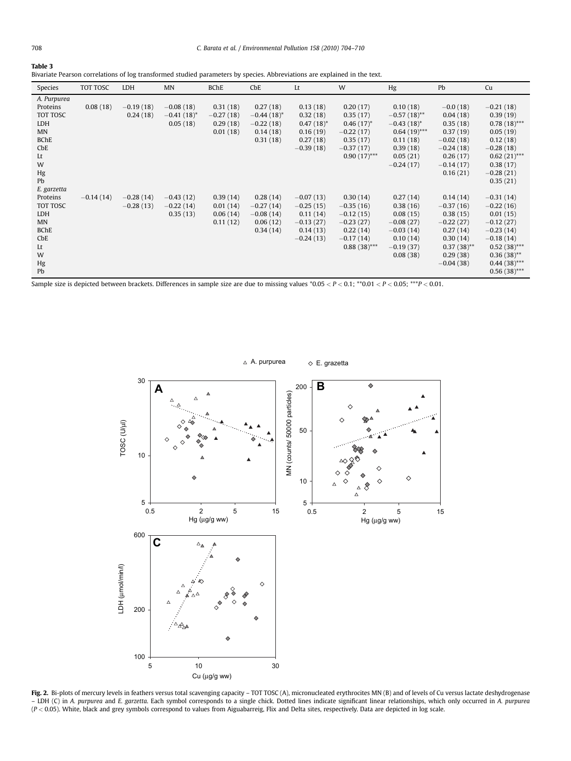**Table 3**
Bivariate Pearson correlations of log transformed studied parameters by species. Abbreviations are explained in the text.

| Species | TOT TOSC | LDH | MN | BChE | CbE | Lt | W | Hg | Pb | Cu |
|---|---|---|---|---|---|---|---|---|---|---|
| *A. Purpurea* | | | | | | | | | | |
| Proteins | 0.08 (18) | −0.19 (18) | −0.08 (18) | 0.31 (18) | 0.27 (18) | 0.13 (18) | 0.20 (17) | 0.10 (18) | −0.0 (18) | −0.21 (18) |
| TOT TOSC | | 0.24 (18) | −0.41 (18)* | −0.27 (18) | −0.44 (18)* | 0.32 (18) | 0.35 (17) | −0.57 (18)** | 0.04 (18) | 0.39 (19) |
| LDH | | | 0.05 (18) | 0.29 (18) | −0.22 (18) | 0.47 (18)* | 0.46 (17)* | −0.43 (18)* | 0.35 (18) | 0.78 (18)*** |
| MN | | | | 0.01 (18) | 0.14 (18) | 0.16 (19) | −0.22 (17) | 0.64 (19)*** | 0.37 (19) | 0.05 (19) |
| BChE | | | | | 0.31 (18) | 0.27 (18) | 0.35 (17) | 0.11 (18) | −0.02 (18) | 0.12 (18) |
| CbE | | | | | | −0.39 (18) | −0.37 (17) | 0.39 (18) | −0.24 (18) | −0.28 (18) |
| Lt | | | | | | | 0.90 (17)*** | 0.05 (21) | 0.26 (17) | 0.62 (21)*** |
| W | | | | | | | | −0.24 (17) | −0.14 (17) | 0.38 (17) |
| Hg | | | | | | | | | 0.16 (21) | −0.28 (21) |
| Pb | | | | | | | | | | 0.35 (21) |
| *E. garzetta* | | | | | | | | | | |
| Proteins | −0.14 (14) | −0.28 (14) | −0.43 (12) | 0.39 (14) | 0.28 (14) | −0.07 (13) | 0.30 (14) | 0.27 (14) | 0.14 (14) | −0.31 (14) |
| TOT TOSC | | −0.28 (13) | −0.22 (14) | 0.01 (14) | −0.27 (14) | −0.25 (15) | −0.35 (16) | 0.38 (16) | −0.37 (16) | −0.22 (16) |
| LDH | | | 0.35 (13) | 0.06 (14) | −0.08 (14) | 0.11 (14) | −0.12 (15) | 0.08 (15) | 0.38 (15) | 0.01 (15) |
| MN | | | | 0.11 (12) | 0.06 (12) | −0.13 (27) | −0.23 (27) | −0.08 (27) | −0.22 (27) | −0.12 (27) |
| BChE | | | | | 0.34 (14) | 0.14 (13) | 0.22 (14) | −0.03 (14) | 0.27 (14) | −0.23 (14) |
| CbE | | | | | | −0.24 (13) | −0.17 (14) | 0.10 (14) | 0.30 (14) | −0.18 (14) |
| Lt | | | | | | | 0.88 (38)*** | −0.19 (37) | 0.37 (38)** | 0.52 (38)*** |
| W | | | | | | | | 0.08 (38) | 0.29 (38) | 0.36 (38)** |
| Hg | | | | | | | | | −0.04 (38) | 0.44 (38)*** |
| Pb | | | | | | | | | | 0.56 (38)*** |

Sample size is depicted between brackets. Differences in sample size are due to missing values $^{*}0.05 < P < 0.1$; $^{**}0.01 < P < 0.05$; $^{***}P < 0.01$.

**Fig. 2.** Bi-plots of mercury levels in feathers versus total scavenging capacity – TOT TOSC (A), micronucleated erythrocites MN (B) and of levels of Cu versus lactate deshydrogenase – LDH (C) in *A. purpurea* and *E. garzetta*. Each symbol corresponds to a single chick. Dotted lines indicate significant linear relationships, which only occurred in *A. purpurea* ($P < 0.05$). White, black and grey symbols correspond to values from Aiguabarreig, Flix and Delta sites, respectively. Data are depicted in log scale.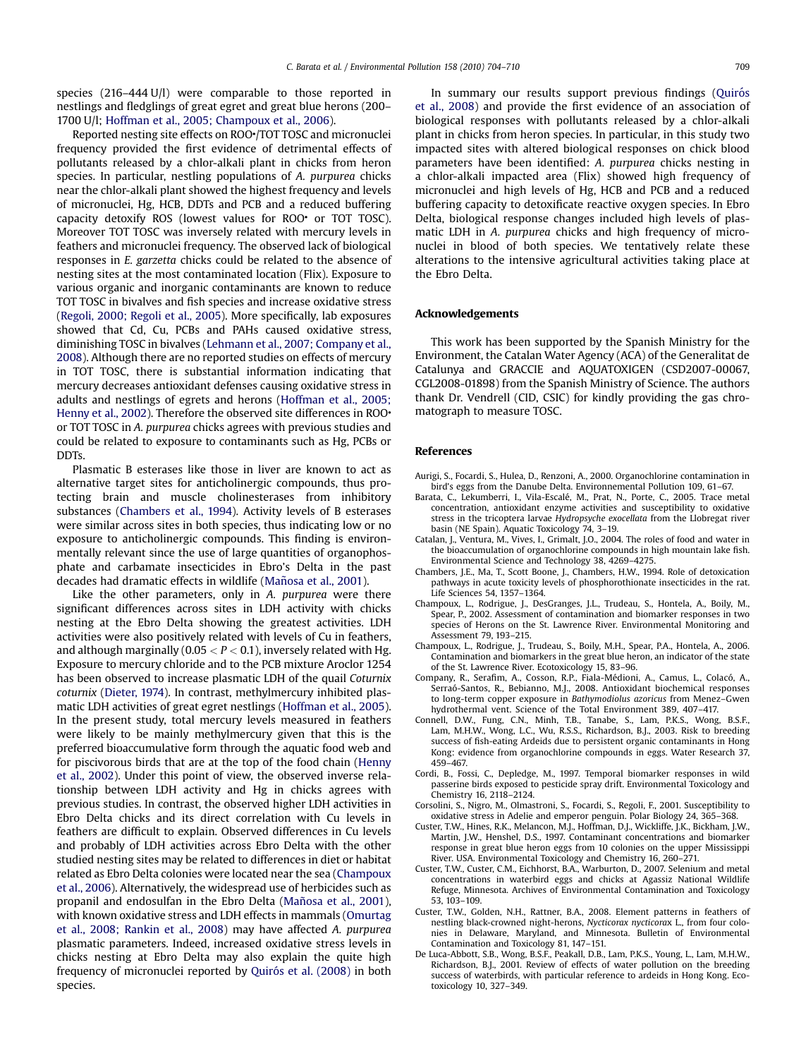species (216–444 U/l) were comparable to those reported in nestlings and fledglings of great egret and great blue herons (200–1700 U/l; Hoffman et al., 2005; Champoux et al., 2006).

Reported nesting site effects on ROO•/TOT TOSC and micronuclei frequency provided the first evidence of detrimental effects of pollutants released by a chlor-alkali plant in chicks from heron species. In particular, nestling populations of *A. purpurea* chicks near the chlor-alkali plant showed the highest frequency and levels of micronuclei, Hg, HCB, DDTs and PCB and a reduced buffering capacity detoxify ROS (lowest values for ROO• or TOT TOSC). Moreover TOT TOSC was inversely related with mercury levels in feathers and micronuclei frequency. The observed lack of biological responses in *E. garzetta* chicks could be related to the absence of nesting sites at the most contaminated location (Flix). Exposure to various organic and inorganic contaminants are known to reduce TOT TOSC in bivalves and fish species and increase oxidative stress (Regoli, 2000; Regoli et al., 2005). More specifically, lab exposures showed that Cd, Cu, PCBs and PAHs caused oxidative stress, diminishing TOSC in bivalves (Lehmann et al., 2007; Company et al., 2008). Although there are no reported studies on effects of mercury in TOT TOSC, there is substantial information indicating that mercury decreases antioxidant defenses causing oxidative stress in adults and nestlings of egrets and herons (Hoffman et al., 2005; Henny et al., 2002). Therefore the observed site differences in ROO• or TOT TOSC in *A. purpurea* chicks agrees with previous studies and could be related to exposure to contaminants such as Hg, PCBs or DDTs.

Plasmatic B esterases like those in liver are known to act as alternative target sites for anticholinergic compounds, thus protecting brain and muscle cholinesterases from inhibitory substances (Chambers et al., 1994). Activity levels of B esterases were similar across sites in both species, thus indicating low or no exposure to anticholinergic compounds. This finding is environmentally relevant since the use of large quantities of organophosphate and carbamate insecticides in Ebro's Delta in the past decades had dramatic effects in wildlife (Mañosa et al., 2001).

Like the other parameters, only in *A. purpurea* were there significant differences across sites in LDH activity with chicks nesting at the Ebro Delta showing the greatest activities. LDH activities were also positively related with levels of Cu in feathers, and although marginally ($0.05 < P < 0.1$), inversely related with Hg. Exposure to mercury chloride and to the PCB mixture Aroclor 1254 has been observed to increase plasmatic LDH of the quail *Coturnix coturnix* (Dieter, 1974). In contrast, methylmercury inhibited plasmatic LDH activities of great egret nestlings (Hoffman et al., 2005). In the present study, total mercury levels measured in feathers were likely to be mainly methylmercury given that this is the preferred bioaccumulative form through the aquatic food web and for piscivorous birds that are at the top of the food chain (Henny et al., 2002). Under this point of view, the observed inverse relationship between LDH activity and Hg in chicks agrees with previous studies. In contrast, the observed higher LDH activities in Ebro Delta chicks and its direct correlation with Cu levels in feathers are difficult to explain. Observed differences in Cu levels and probably of LDH activities across Ebro Delta with the other studied nesting sites may be related to differences in diet or habitat related as Ebro Delta colonies were located near the sea (Champoux et al., 2006). Alternatively, the widespread use of herbicides such as propanil and endosulfan in the Ebro Delta (Mañosa et al., 2001), with known oxidative stress and LDH effects in mammals (Omurtag et al., 2008; Rankin et al., 2008) may have affected *A. purpurea* plasmatic parameters. Indeed, increased oxidative stress levels in chicks nesting at Ebro Delta may also explain the quite high frequency of micronuclei reported by Quirós et al. (2008) in both species.

In summary our results support previous findings (Quirós et al., 2008) and provide the first evidence of an association of biological responses with pollutants released by a chlor-alkali plant in chicks from heron species. In particular, in this study two impacted sites with altered biological responses on chick blood parameters have been identified: *A. purpurea* chicks nesting in a chlor-alkali impacted area (Flix) showed high frequency of micronuclei and high levels of Hg, HCB and PCB and a reduced buffering capacity to detoxificate reactive oxygen species. In Ebro Delta, biological response changes included high levels of plasmatic LDH in *A. purpurea* chicks and high frequency of micronuclei in blood of both species. We tentatively relate these alterations to the intensive agricultural activities taking place at the Ebro Delta.

## Acknowledgements

This work has been supported by the Spanish Ministry for the Environment, the Catalan Water Agency (ACA) of the Generalitat de Catalunya and GRACCIE and AQUATOXIGEN (CSD2007-00067, CGL2008-01898) from the Spanish Ministry of Science. The authors thank Dr. Vendrell (CID, CSIC) for kindly providing the gas chromatograph to measure TOSC.

## References

Aurigi, S., Focardi, S., Hulea, D., Renzoni, A., 2000. Organochlorine contamination in bird's eggs from the Danube Delta. Environnemental Pollution 109, 61–67.

Barata, C., Lekumberri, I., Vila-Escalé, M., Prat, N., Porte, C., 2005. Trace metal concentration, antioxidant enzyme activities and susceptibility to oxidative stress in the tricoptera larvae *Hydropsyche exocellata* from the Llobregat river basin (NE Spain). Aquatic Toxicology 74, 3–19.

Catalan, J., Ventura, M., Vives, I., Grimalt, J.O., 2004. The roles of food and water in the bioaccumulation of organochlorine compounds in high mountain lake fish. Environmental Science and Technology 38, 4269–4275.

Chambers, J.E., Ma, T., Scott Boone, J., Chambers, H.W., 1994. Role of detoxication pathways in acute toxicity levels of phosphorothionate insecticides in the rat. Life Sciences 54, 1357–1364.

Champoux, L., Rodrigue, J., DesGranges, J.L., Trudeau, S., Hontela, A., Boily, M., Spear, P., 2002. Assessment of contamination and biomarker responses in two species of Herons on the St. Lawrence River. Environmental Monitoring and Assessment 79, 193–215.

Champoux, L., Rodrigue, J., Trudeau, S., Boily, M.H., Spear, P.A., Hontela, A., 2006. Contamination and biomarkers in the great blue heron, an indicator of the state of the St. Lawrence River. Ecotoxicology 15, 83–96.

Company, R., Serafim, A., Cosson, R.P., Fiala-Médioni, A., Camus, L., Colacó, A., Serraó-Santos, R., Bebianno, M.J., 2008. Antioxidant biochemical responses to long-term copper exposure in *Bathymodiolus azoricus* from Menez–Gwen hydrothermal vent. Science of the Total Environment 389, 407–417.

Connell, D.W., Fung, C.N., Minh, T.B., Tanabe, S., Lam, P.K.S., Wong, B.S.F., Lam, M.H.W., Wong, L.C., Wu, R.S.S., Richardson, B.J., 2003. Risk to breeding success of fish-eating Ardeids due to persistent organic contaminants in Hong Kong: evidence from organochlorine compounds in eggs. Water Research 37, 459–467.

Cordi, B., Fossi, C., Depledge, M., 1997. Temporal biomarker responses in wild passerine birds exposed to pesticide spray drift. Environmental Toxicology and Chemistry 16, 2118–2124.

Corsolini, S., Nigro, M., Olmastroni, S., Focardi, S., Regoli, F., 2001. Susceptibility to oxidative stress in Adelie and emperor penguin. Polar Biology 24, 365–368.

Custer, T.W., Hines, R.K., Melancon, M.J., Hoffman, D.J., Wickliffe, J.K., Bickham, J.W., Martin, J.W., Henshel, D.S., 1997. Contaminant concentrations and biomarker response in great blue heron eggs from 10 colonies on the upper Mississippi River. USA. Environmental Toxicology and Chemistry 16, 260–271.

Custer, T.W., Custer, C.M., Eichhorst, B.A., Warburton, D., 2007. Selenium and metal concentrations in waterbird eggs and chicks at Agassiz National Wildlife Refuge, Minnesota. Archives of Environmental Contamination and Toxicology 53, 103–109.

Custer, T.W., Golden, N.H., Rattner, B.A., 2008. Element patterns in feathers of nestling black-crowned night-herons, *Nycticorax nycticorax* L., from four colonies in Delaware, Maryland, and Minnesota. Bulletin of Environmental Contamination and Toxicology 81, 147–151.

De Luca-Abbott, S.B., Wong, B.S.F., Peakall, D.B., Young, L., Lam, M.H.W., Richardson, B.J., 2001. Review of effects of water pollution on the breeding success of waterbirds, with particular reference to ardeids in Hong Kong. Ecotoxicology 10, 327–349.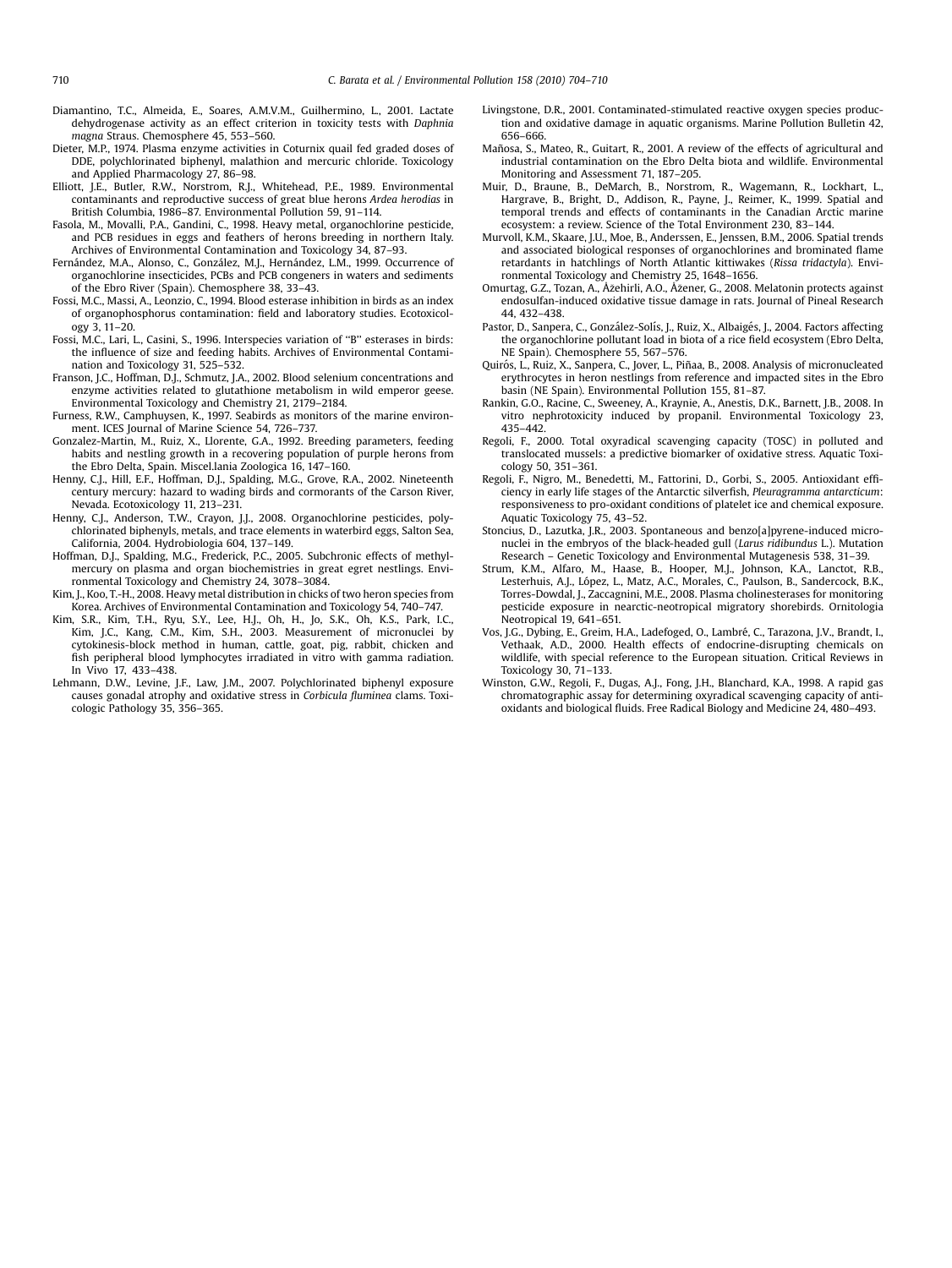Diamantino, T.C., Almeida, E., Soares, A.M.V.M., Guilhermino, L., 2001. Lactate dehydrogenase activity as an effect criterion in toxicity tests with *Daphnia magna* Straus. Chemosphere 45, 553–560.

Dieter, M.P., 1974. Plasma enzyme activities in Coturnix quail fed graded doses of DDE, polychlorinated biphenyl, malathion and mercuric chloride. Toxicology and Applied Pharmacology 27, 86–98.

Elliott, J.E., Butler, R.W., Norstrom, R.J., Whitehead, P.E., 1989. Environmental contaminants and reproductive success of great blue herons *Ardea herodias* in British Columbia, 1986–87. Environmental Pollution 59, 91–114.

Fasola, M., Movalli, P.A., Gandini, C., 1998. Heavy metal, organochlorine pesticide, and PCB residues in eggs and feathers of herons breeding in northern Italy. Archives of Environmental Contamination and Toxicology 34, 87–93.

Fernández, M.A., Alonso, C., González, M.J., Hernández, L.M., 1999. Occurrence of organochlorine insecticides, PCBs and PCB congeners in waters and sediments of the Ebro River (Spain). Chemosphere 38, 33–43.

Fossi, M.C., Massi, A., Leonzio, C., 1994. Blood esterase inhibition in birds as an index of organophosphorus contamination: field and laboratory studies. Ecotoxicology 3, 11–20.

Fossi, M.C., Lari, L., Casini, S., 1996. Interspecies variation of "B" esterases in birds: the influence of size and feeding habits. Archives of Environmental Contamination and Toxicology 31, 525–532.

Franson, J.C., Hoffman, D.J., Schmutz, J.A., 2002. Blood selenium concentrations and enzyme activities related to glutathione metabolism in wild emperor geese. Environmental Toxicology and Chemistry 21, 2179–2184.

Furness, R.W., Camphuysen, K., 1997. Seabirds as monitors of the marine environment. ICES Journal of Marine Science 54, 726–737.

Gonzalez-Martin, M., Ruiz, X., Llorente, G.A., 1992. Breeding parameters, feeding habits and nestling growth in a recovering population of purple herons from the Ebro Delta, Spain. Miscel.lania Zoologica 16, 147–160.

Henny, C.J., Hill, E.F., Hoffman, D.J., Spalding, M.G., Grove, R.A., 2002. Nineteenth century mercury: hazard to wading birds and cormorants of the Carson River, Nevada. Ecotoxicology 11, 213–231.

Henny, C.J., Anderson, T.W., Crayon, J.J., 2008. Organochlorine pesticides, polychlorinated biphenyls, metals, and trace elements in waterbird eggs, Salton Sea, California, 2004. Hydrobiologia 604, 137–149.

Hoffman, D.J., Spalding, M.G., Frederick, P.C., 2005. Subchronic effects of methylmercury on plasma and organ biochemistries in great egret nestlings. Environmental Toxicology and Chemistry 24, 3078–3084.

Kim, J., Koo, T.-H., 2008. Heavy metal distribution in chicks of two heron species from Korea. Archives of Environmental Contamination and Toxicology 54, 740–747.

Kim, S.R., Kim, T.H., Ryu, S.Y., Lee, H.J., Oh, H., Jo, S.K., Oh, K.S., Park, I.C., Kim, J.C., Kang, C.M., Kim, S.H., 2003. Measurement of micronuclei by cytokinesis-block method in human, cattle, goat, pig, rabbit, chicken and fish peripheral blood lymphocytes irradiated in vitro with gamma radiation. In Vivo 17, 433–438.

Lehmann, D.W., Levine, J.F., Law, J.M., 2007. Polychlorinated biphenyl exposure causes gonadal atrophy and oxidative stress in *Corbicula fluminea* clams. Toxicologic Pathology 35, 356–365.

Livingstone, D.R., 2001. Contaminated-stimulated reactive oxygen species production and oxidative damage in aquatic organisms. Marine Pollution Bulletin 42, 656–666.

Mañosa, S., Mateo, R., Guitart, R., 2001. A review of the effects of agricultural and industrial contamination on the Ebro Delta biota and wildlife. Environmental Monitoring and Assessment 71, 187–205.

Muir, D., Braune, B., DeMarch, B., Norstrom, R., Wagemann, R., Lockhart, L., Hargrave, B., Bright, D., Addison, R., Payne, J., Reimer, K., 1999. Spatial and temporal trends and effects of contaminants in the Canadian Arctic marine ecosystem: a review. Science of the Total Environment 230, 83–144.

Murvoll, K.M., Skaare, J.U., Moe, B., Anderssen, E., Jenssen, B.M., 2006. Spatial trends and associated biological responses of organochlorines and brominated flame retardants in hatchlings of North Atlantic kittiwakes (*Rissa tridactyla*). Environmental Toxicology and Chemistry 25, 1648–1656.

Omurtag, G.Z., Tozan, A., Åžehirli, A.O., Åžener, G., 2008. Melatonin protects against endosulfan-induced oxidative tissue damage in rats. Journal of Pineal Research 44, 432–438.

Pastor, D., Sanpera, C., González-Solís, J., Ruiz, X., Albaigés, J., 2004. Factors affecting the organochlorine pollutant load in biota of a rice field ecosystem (Ebro Delta, NE Spain). Chemosphere 55, 567–576.

Quirós, L., Ruiz, X., Sanpera, C., Jover, L., Piñaa, B., 2008. Analysis of micronucleated erythrocytes in heron nestlings from reference and impacted sites in the Ebro basin (NE Spain). Environmental Pollution 155, 81–87.

Rankin, G.O., Racine, C., Sweeney, A., Kraynie, A., Anestis, D.K., Barnett, J.B., 2008. In vitro nephrotoxicity induced by propanil. Environmental Toxicology 23, 435–442.

Regoli, F., 2000. Total oxyradical scavenging capacity (TOSC) in polluted and translocated mussels: a predictive biomarker of oxidative stress. Aquatic Toxicology 50, 351–361.

Regoli, F., Nigro, M., Benedetti, M., Fattorini, D., Gorbi, S., 2005. Antioxidant efficiency in early life stages of the Antarctic silverfish, *Pleuragramma antarcticum*: responsiveness to pro-oxidant conditions of platelet ice and chemical exposure. Aquatic Toxicology 75, 43–52.

Stoncius, D., Lazutka, J.R., 2003. Spontaneous and benzo[a]pyrene-induced micronuclei in the embryos of the black-headed gull (*Larus ridibundus* L.). Mutation Research – Genetic Toxicology and Environmental Mutagenesis 538, 31–39.

Strum, K.M., Alfaro, M., Haase, B., Hooper, M.J., Johnson, K.A., Lanctot, R.B., Lesterhuis, A.J., López, L., Matz, A.C., Morales, C., Paulson, B., Sandercock, B.K., Torres-Dowdal, J., Zaccagnini, M.E., 2008. Plasma cholinesterases for monitoring pesticide exposure in nearctic-neotropical migratory shorebirds. Ornitologia Neotropical 19, 641–651.

Vos, J.G., Dybing, E., Greim, H.A., Ladefoged, O., Lambré, C., Tarazona, J.V., Brandt, I., Vethaak, A.D., 2000. Health effects of endocrine-disrupting chemicals on wildlife, with special reference to the European situation. Critical Reviews in Toxicology 30, 71–133.

Winston, G.W., Regoli, F., Dugas, A.J., Fong, J.H., Blanchard, K.A., 1998. A rapid gas chromatographic assay for determining oxyradical scavenging capacity of antioxidants and biological fluids. Free Radical Biology and Medicine 24, 480–493.